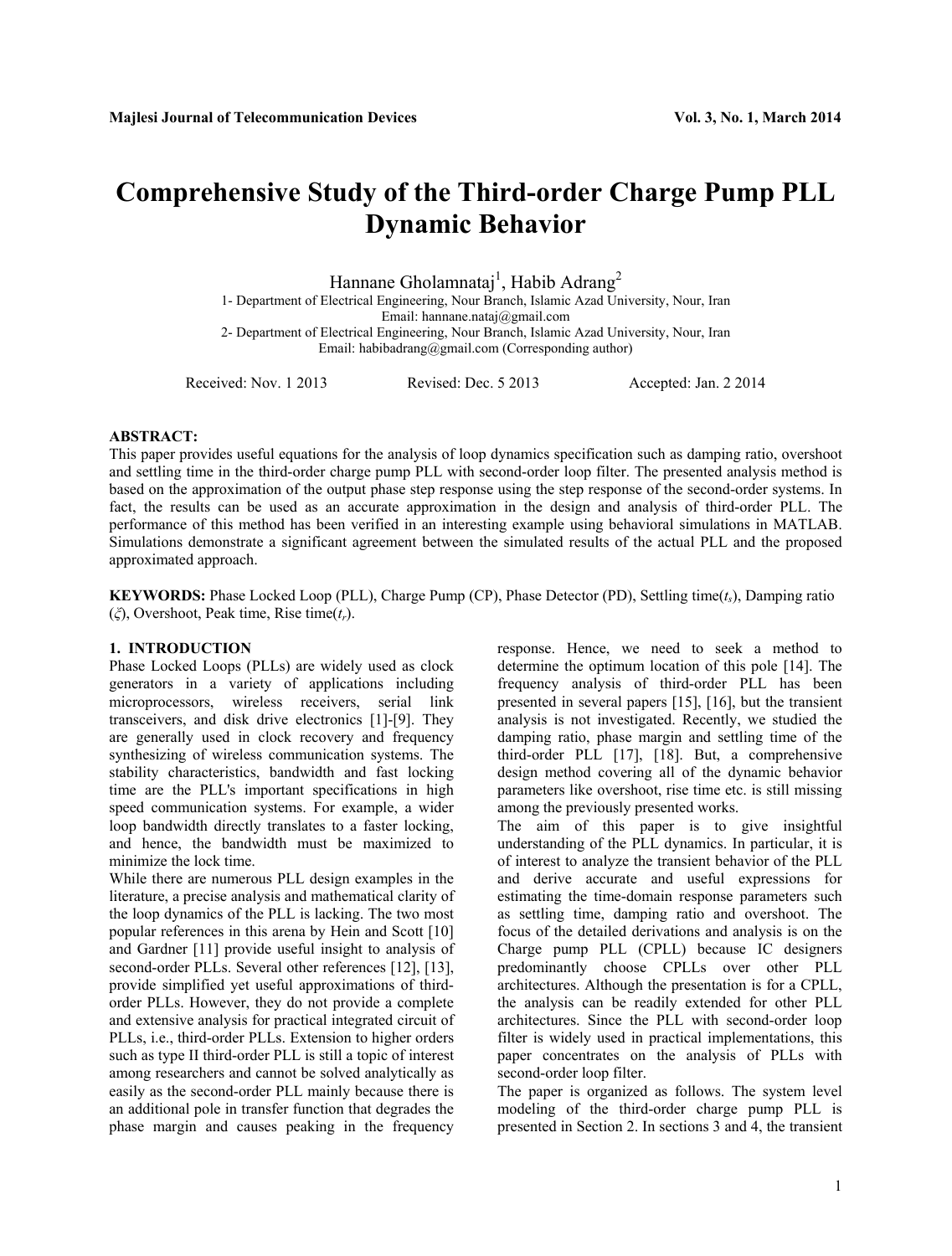# Comprehensive Study of the Third-order Charge Pump PLL Dynamic Behavior

Hannane Gholamnataj[1], Habib Adrang[2]

1- Department of Electrical Engineering, Nour Branch, Islamic Azad University, Nour, Iran
Email: hannane.nataj@gmail.com

2- Department of Electrical Engineering, Nour Branch, Islamic Azad University, Nour, Iran
Email: habibadrang@gmail.com (Corresponding author)

Received: Nov. 1 2013 Revised: Dec. 5 2013 Accepted: Jan. 2 2014

**ABSTRACT:**

This paper provides useful equations for the analysis of loop dynamics specification such as damping ratio, overshoot and settling time in the third-order charge pump PLL with second-order loop filter. The presented analysis method is based on the approximation of the output phase step response using the step response of the second-order systems. In fact, the results can be used as an accurate approximation in the design and analysis of third-order PLL. The performance of this method has been verified in an interesting example using behavioral simulations in MATLAB. Simulations demonstrate a significant agreement between the simulated results of the actual PLL and the proposed approximated approach.

**KEYWORDS:** Phase Locked Loop (PLL), Charge Pump (CP), Phase Detector (PD), Settling time($t_s$), Damping ratio ($\xi$), Overshoot, Peak time, Rise time($t_r$).

## 1. INTRODUCTION

Phase Locked Loops (PLLs) are widely used as clock generators in a variety of applications including microprocessors, wireless receivers, serial link transceivers, and disk drive electronics [1]-[9]. They are generally used in clock recovery and frequency synthesizing of wireless communication systems. The stability characteristics, bandwidth and fast locking time are the PLL's important specifications in high speed communication systems. For example, a wider loop bandwidth directly translates to a faster locking, and hence, the bandwidth must be maximized to minimize the lock time.

While there are numerous PLL design examples in the literature, a precise analysis and mathematical clarity of the loop dynamics of the PLL is lacking. The two most popular references in this arena by Hein and Scott [10] and Gardner [11] provide useful insight to analysis of second-order PLLs. Several other references [12], [13], provide simplified yet useful approximations of third-order PLLs. However, they do not provide a complete and extensive analysis for practical integrated circuit of PLLs, i.e., third-order PLLs. Extension to higher orders such as type II third-order PLL is still a topic of interest among researchers and cannot be solved analytically as easily as the second-order PLL mainly because there is an additional pole in transfer function that degrades the phase margin and causes peaking in the frequency response. Hence, we need to seek a method to determine the optimum location of this pole [14]. The frequency analysis of third-order PLL has been presented in several papers [15], [16], but the transient analysis is not investigated. Recently, we studied the damping ratio, phase margin and settling time of the third-order PLL [17], [18]. But, a comprehensive design method covering all of the dynamic behavior parameters like overshoot, rise time etc. is still missing among the previously presented works.

The aim of this paper is to give insightful understanding of the PLL dynamics. In particular, it is of interest to analyze the transient behavior of the PLL and derive accurate and useful expressions for estimating the time-domain response parameters such as settling time, damping ratio and overshoot. The focus of the detailed derivations and analysis is on the Charge pump PLL (CPLL) because IC designers predominantly choose CPLLs over other PLL architectures. Although the presentation is for a CPLL, the analysis can be readily extended for other PLL architectures. Since the PLL with second-order loop filter is widely used in practical implementations, this paper concentrates on the analysis of PLLs with second-order loop filter.

The paper is organized as follows. The system level modeling of the third-order charge pump PLL is presented in Section 2. In sections 3 and 4, the transient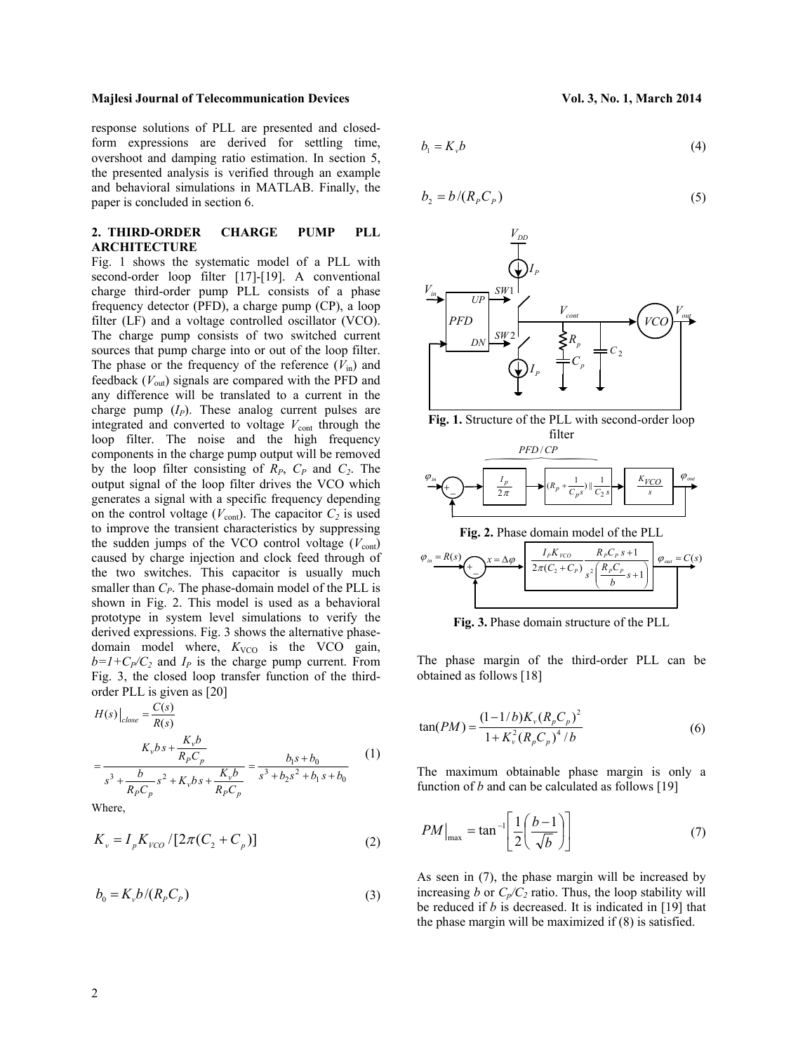response solutions of PLL are presented and closed-form expressions are derived for settling time, overshoot and damping ratio estimation. In section 5, the presented analysis is verified through an example and behavioral simulations in MATLAB. Finally, the paper is concluded in section 6.

## 2. THIRD-ORDER CHARGE PUMP PLL ARCHITECTURE

Fig. 1 shows the systematic model of a PLL with second-order loop filter [17]-[19]. A conventional charge third-order pump PLL consists of a phase frequency detector (PFD), a charge pump (CP), a loop filter (LF) and a voltage controlled oscillator (VCO). The charge pump consists of two switched current sources that pump charge into or out of the loop filter. The phase or the frequency of the reference ($V_{in}$) and feedback ($V_{out}$) signals are compared with the PFD and any difference will be translated to a current in the charge pump ($I_P$). These analog current pulses are integrated and converted to voltage $V_{cont}$ through the loop filter. The noise and the high frequency components in the charge pump output will be removed by the loop filter consisting of $R_P$, $C_P$ and $C_2$. The output signal of the loop filter drives the VCO which generates a signal with a specific frequency depending on the control voltage ($V_{cont}$). The capacitor $C_2$ is used to improve the transient characteristics by suppressing the sudden jumps of the VCO control voltage ($V_{cont}$) caused by charge injection and clock feed through of the two switches. This capacitor is usually much smaller than $C_P$. The phase-domain model of the PLL is shown in Fig. 2. This model is used as a behavioral prototype in system level simulations to verify the derived expressions. Fig. 3 shows the alternative phase-domain model where, $K_{VCO}$ is the VCO gain, $b=1+C_P/C_2$ and $I_P$ is the charge pump current. From Fig. 3, the closed loop transfer function of the third-order PLL is given as [20]

$$H(s)\big|_{close} = \frac{C(s)}{R(s)} = \frac{K_v b s + \dfrac{K_v b}{R_P C_p}}{s^3 + \dfrac{b}{R_P C_p} s^2 + K_v b s + \dfrac{K_v b}{R_P C_p}} = \frac{b_1 s + b_0}{s^3 + b_2 s^2 + b_1 s + b_0} \tag{1}$$

Where,

$$K_v = I_p K_{VCO} / [2\pi (C_2 + C_p)] \tag{2}$$

$$b_0 = K_v b / (R_P C_P) \tag{3}$$

$$b_1 = K_v b \tag{4}$$

$$b_2 = b / (R_P C_P) \tag{5}$$

**Fig. 1.** Structure of the PLL with second-order loop filter

**Fig. 2.** Phase domain model of the PLL

**Fig. 3.** Phase domain structure of the PLL

The phase margin of the third-order PLL can be obtained as follows [18]

$$\tan(PM) = \frac{(1-1/b) K_v (R_p C_p)^2}{1 + K_v^2 (R_p C_p)^4 / b} \tag{6}$$

The maximum obtainable phase margin is only a function of $b$ and can be calculated as follows [19]

$$PM\big|_{\max} = \tan^{-1}\left[\frac{1}{2}\left(\frac{b-1}{\sqrt{b}}\right)\right] \tag{7}$$

As seen in (7), the phase margin will be increased by increasing $b$ or $C_p/C_2$ ratio. Thus, the loop stability will be reduced if $b$ is decreased. It is indicated in [19] that the phase margin will be maximized if (8) is satisfied.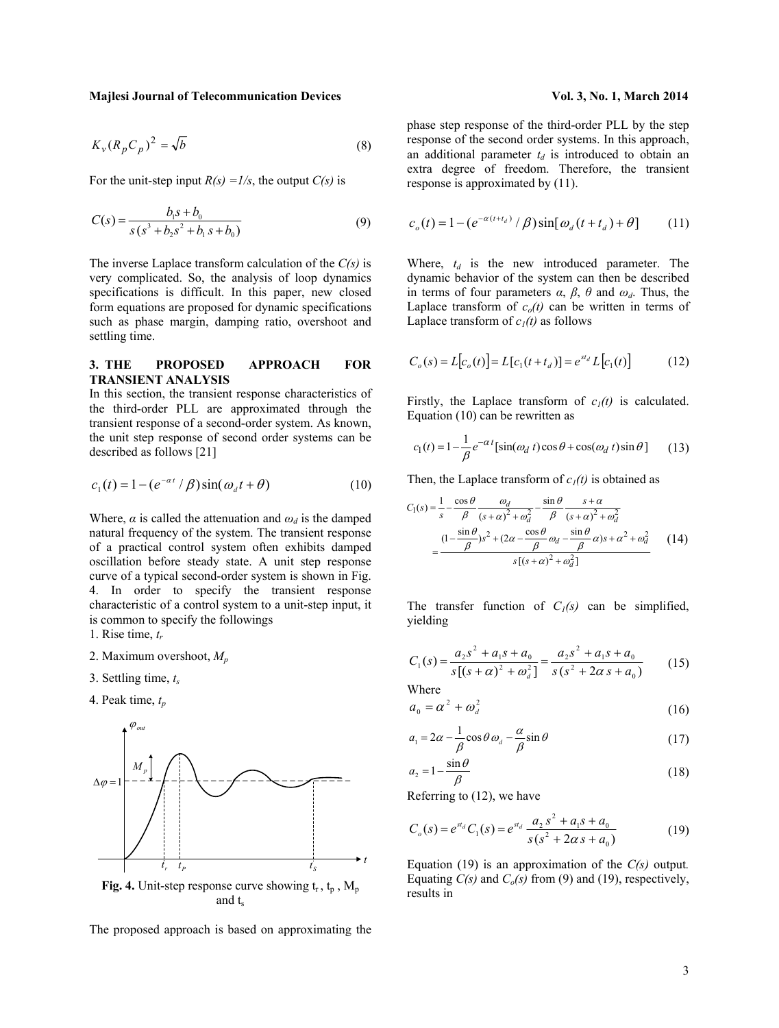$$K_v(R_pC_p)^2 = \sqrt{b} \tag{8}$$

For the unit-step input $R(s) = 1/s$, the output $C(s)$ is

$$C(s) = \frac{b_1 s + b_0}{s(s^3 + b_2 s^2 + b_1 s + b_0)} \tag{9}$$

The inverse Laplace transform calculation of the $C(s)$ is very complicated. So, the analysis of loop dynamics specifications is difficult. In this paper, new closed form equations are proposed for dynamic specifications such as phase margin, damping ratio, overshoot and settling time.

## 3. THE PROPOSED APPROACH FOR TRANSIENT ANALYSIS

In this section, the transient response characteristics of the third-order PLL are approximated through the transient response of a second-order system. As known, the unit step response of second order systems can be described as follows [21]

$$c_1(t) = 1 - (e^{-\alpha t}/\beta)\sin(\omega_d t + \theta) \tag{10}$$

Where, $\alpha$ is called the attenuation and $\omega_d$ is the damped natural frequency of the system. The transient response of a practical control system often exhibits damped oscillation before steady state. A unit step response curve of a typical second-order system is shown in Fig. 4. In order to specify the transient response characteristic of a control system to a unit-step input, it is common to specify the followings

1. Rise time, $t_r$
2. Maximum overshoot, $M_p$
3. Settling time, $t_s$
4. Peak time, $t_p$

**Fig. 4.** Unit-step response curve showing $t_r$, $t_p$, $M_p$ and $t_s$

The proposed approach is based on approximating the phase step response of the third-order PLL by the step response of the second order systems. In this approach, an additional parameter $t_d$ is introduced to obtain an extra degree of freedom. Therefore, the transient response is approximated by (11).

$$c_o(t) = 1 - (e^{-\alpha(t+t_d)}/\beta)\sin[\omega_d(t+t_d) + \theta] \tag{11}$$

Where, $t_d$ is the new introduced parameter. The dynamic behavior of the system can then be described in terms of four parameters $\alpha$, $\beta$, $\theta$ and $\omega_d$. Thus, the Laplace transform of $c_o(t)$ can be written in terms of Laplace transform of $c_1(t)$ as follows

$$C_o(s) = L[c_o(t)] = L[c_1(t+t_d)] = e^{st_d} L[c_1(t)] \tag{12}$$

Firstly, the Laplace transform of $c_1(t)$ is calculated. Equation (10) can be rewritten as

$$c_1(t) = 1 - \frac{1}{\beta} e^{-\alpha t}[\sin(\omega_d t)\cos\theta + \cos(\omega_d t)\sin\theta] \tag{13}$$

Then, the Laplace transform of $c_1(t)$ is obtained as

$$C_1(s) = \frac{1}{s} - \frac{\cos\theta}{\beta}\frac{\omega_d}{(s+\alpha)^2 + \omega_d^2} - \frac{\sin\theta}{\beta}\frac{s+\alpha}{(s+\alpha)^2+\omega_d^2}$$
$$= \frac{(1 - \frac{\sin\theta}{\beta})s^2 + (2\alpha - \frac{\cos\theta}{\beta}\omega_d - \frac{\sin\theta}{\beta}\alpha)s + \alpha^2 + \omega_d^2}{s[(s+\alpha)^2 + \omega_d^2]} \tag{14}$$

The transfer function of $C_1(s)$ can be simplified, yielding

$$C_1(s) = \frac{a_2 s^2 + a_1 s + a_0}{s[(s+\alpha)^2 + \omega_d^2]} = \frac{a_2 s^2 + a_1 s + a_0}{s(s^2 + 2\alpha s + a_0)} \tag{15}$$

Where

$$a_0 = \alpha^2 + \omega_d^2 \tag{16}$$

$$a_1 = 2\alpha - \frac{1}{\beta}\cos\theta\,\omega_d - \frac{\alpha}{\beta}\sin\theta \tag{17}$$

$$a_2 = 1 - \frac{\sin\theta}{\beta} \tag{18}$$

Referring to (12), we have

$$C_o(s) = e^{st_d} C_1(s) = e^{st_d}\frac{a_2 s^2 + a_1 s + a_0}{s(s^2 + 2\alpha s + a_0)} \tag{19}$$

Equation (19) is an approximation of the $C(s)$ output. Equating $C(s)$ and $C_o(s)$ from (9) and (19), respectively, results in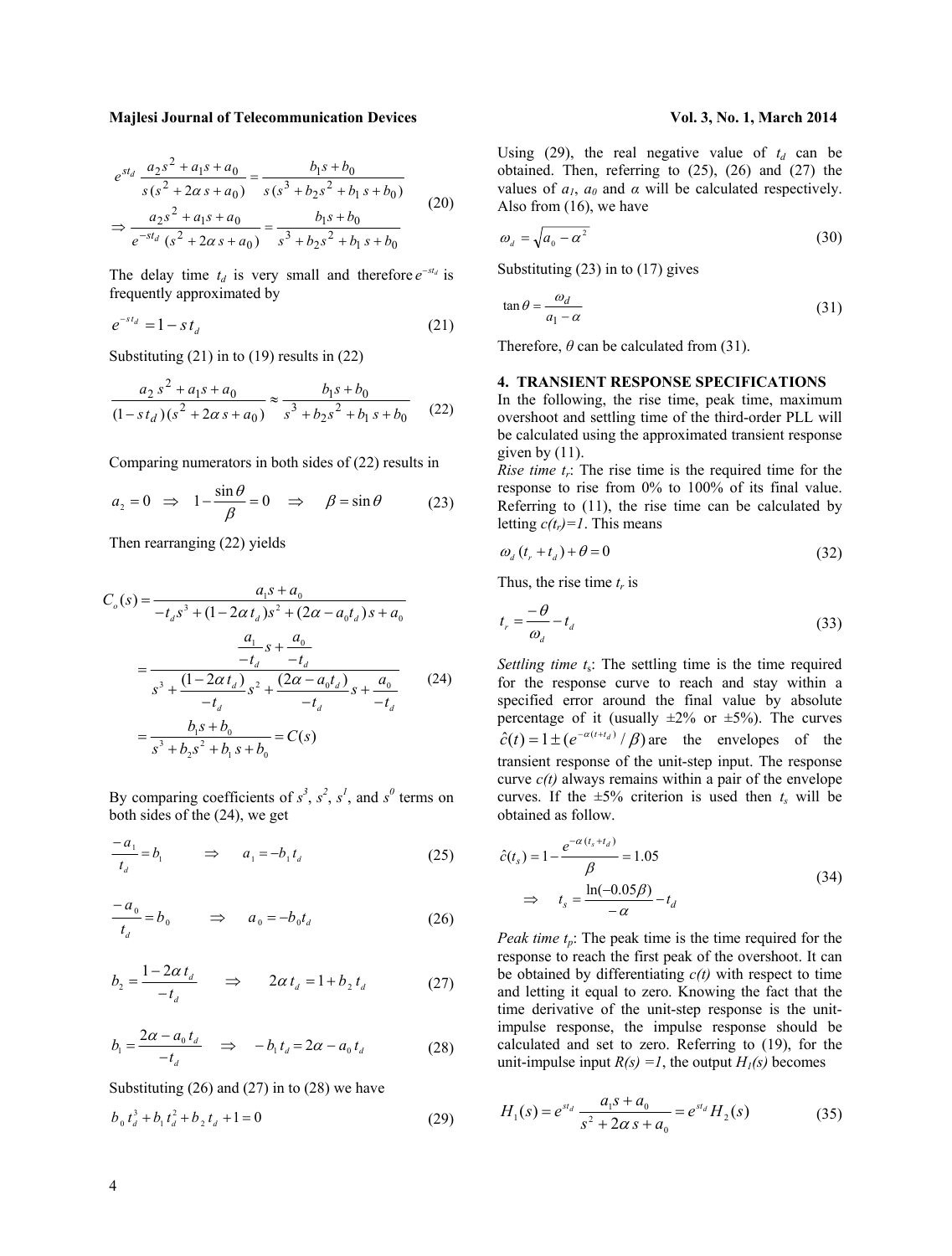$$e^{st_d}\,\frac{a_2 s^2 + a_1 s + a_0}{s\,(s^2 + 2\alpha\, s + a_0)} = \frac{b_1 s + b_0}{s\,(s^3 + b_2 s^2 + b_1\, s + b_0)}$$
$$\Rightarrow \frac{a_2 s^2 + a_1 s + a_0}{e^{-st_d}\,(s^2 + 2\alpha\, s + a_0)} = \frac{b_1 s + b_0}{s^3 + b_2 s^2 + b_1\, s + b_0} \tag{20}$$

The delay time $t_d$ is very small and therefore $e^{-st_d}$ is frequently approximated by

$$e^{-s\,t_d} = 1 - s\,t_d \tag{21}$$

Substituting (21) in to (19) results in (22)

$$\frac{a_2\, s^2 + a_1 s + a_0}{(1 - s\,t_d\,)\,(s^2 + 2\alpha\, s + a_0\,)} \approx \frac{b_1 s + b_0}{s^3 + b_2 s^2 + b_1\, s + b_0} \tag{22}$$

Comparing numerators in both sides of (22) results in

$$a_2 = 0 \;\;\Rightarrow\;\; 1 - \frac{\sin\theta}{\beta} = 0 \;\;\Rightarrow\;\; \beta = \sin\theta \tag{23}$$

Then rearranging (22) yields

$$\begin{aligned} C_o(s) &= \frac{a_1 s + a_0}{-t_d s^3 + (1 - 2\alpha\, t_d)s^2 + (2\alpha - a_0 t_d\,)\,s + a_0} \\ &= \frac{\dfrac{a_1}{-t_d}s + \dfrac{a_0}{-t_d}}{s^3 + \dfrac{(1 - 2\alpha\, t_d)}{-t_d}s^2 + \dfrac{(2\alpha - a_0 t_d)}{-t_d}s + \dfrac{a_0}{-t_d}} \\ &= \frac{b_1 s + b_0}{s^3 + b_2 s^2 + b_1\, s + b_0} = C(s) \end{aligned} \tag{24}$$

By comparing coefficients of $s^3$, $s^2$, $s^1$, and $s^0$ terms on both sides of the (24), we get

$$\frac{-a_1}{t_d} = b_1 \qquad \Rightarrow \qquad a_1 = -b_1\, t_d \tag{25}$$

$$\frac{-a_0}{t_d} = b_0 \qquad \Rightarrow \qquad a_0 = -b_0 t_d \tag{26}$$

$$b_2 = \frac{1 - 2\alpha\, t_d}{-t_d} \qquad \Rightarrow \qquad 2\alpha\, t_d = 1 + b_2\, t_d \tag{27}$$

$$b_1 = \frac{2\alpha - a_0\, t_d}{-t_d} \qquad \Rightarrow \qquad -b_1\, t_d = 2\alpha - a_0\, t_d \tag{28}$$

Substituting (26) and (27) in to (28) we have

$$b_0\, t_d^3 + b_1\, t_d^2 + b_2\, t_d + 1 = 0 \tag{29}$$

Using (29), the real negative value of $t_d$ can be obtained. Then, referring to (25), (26) and (27) the values of $a_1$, $a_0$ and $\alpha$ will be calculated respectively. Also from (16), we have

$$\omega_d = \sqrt{a_0 - \alpha^2} \tag{30}$$

Substituting (23) in to (17) gives

$$\tan\theta = \frac{\omega_d}{a_1 - \alpha} \tag{31}$$

Therefore, $\theta$ can be calculated from (31).

## 4. TRANSIENT RESPONSE SPECIFICATIONS

In the following, the rise time, peak time, maximum overshoot and settling time of the third-order PLL will be calculated using the approximated transient response given by (11).

*Rise time* $t_r$: The rise time is the required time for the response to rise from 0% to 100% of its final value. Referring to (11), the rise time can be calculated by letting $c(t_r)=1$. This means

$$\omega_d\,(t_r + t_d) + \theta = 0 \tag{32}$$

Thus, the rise time $t_r$ is

$$t_r = \frac{-\theta}{\omega_d} - t_d \tag{33}$$

*Settling time* $t_s$: The settling time is the time required for the response curve to reach and stay within a specified error around the final value by absolute percentage of it (usually ±2% or ±5%). The curves $\hat{c}(t) = 1 \pm (e^{-\alpha(t+t_d)}/\beta)$ are the envelopes of the transient response of the unit-step input. The response curve $c(t)$ always remains within a pair of the envelope curves. If the ±5% criterion is used then $t_s$ will be obtained as follow.

$$\hat{c}(t_s) = 1 - \frac{e^{-\alpha\,(t_s + t_d)}}{\beta} = 1.05$$
$$\Rightarrow \quad t_s = \frac{\ln(-0.05\beta)}{-\alpha} - t_d \tag{34}$$

*Peak time* $t_p$: The peak time is the time required for the response to reach the first peak of the overshoot. It can be obtained by differentiating $c(t)$ with respect to time and letting it equal to zero. Knowing the fact that the time derivative of the unit-step response is the unit-impulse response, the impulse response should be calculated and set to zero. Referring to (19), for the unit-impulse input $R(s)=1$, the output $H_1(s)$ becomes

$$H_1(s) = e^{st_d}\,\frac{a_1 s + a_0}{s^2 + 2\alpha\, s + a_0} = e^{st_d}\, H_2(s) \tag{35}$$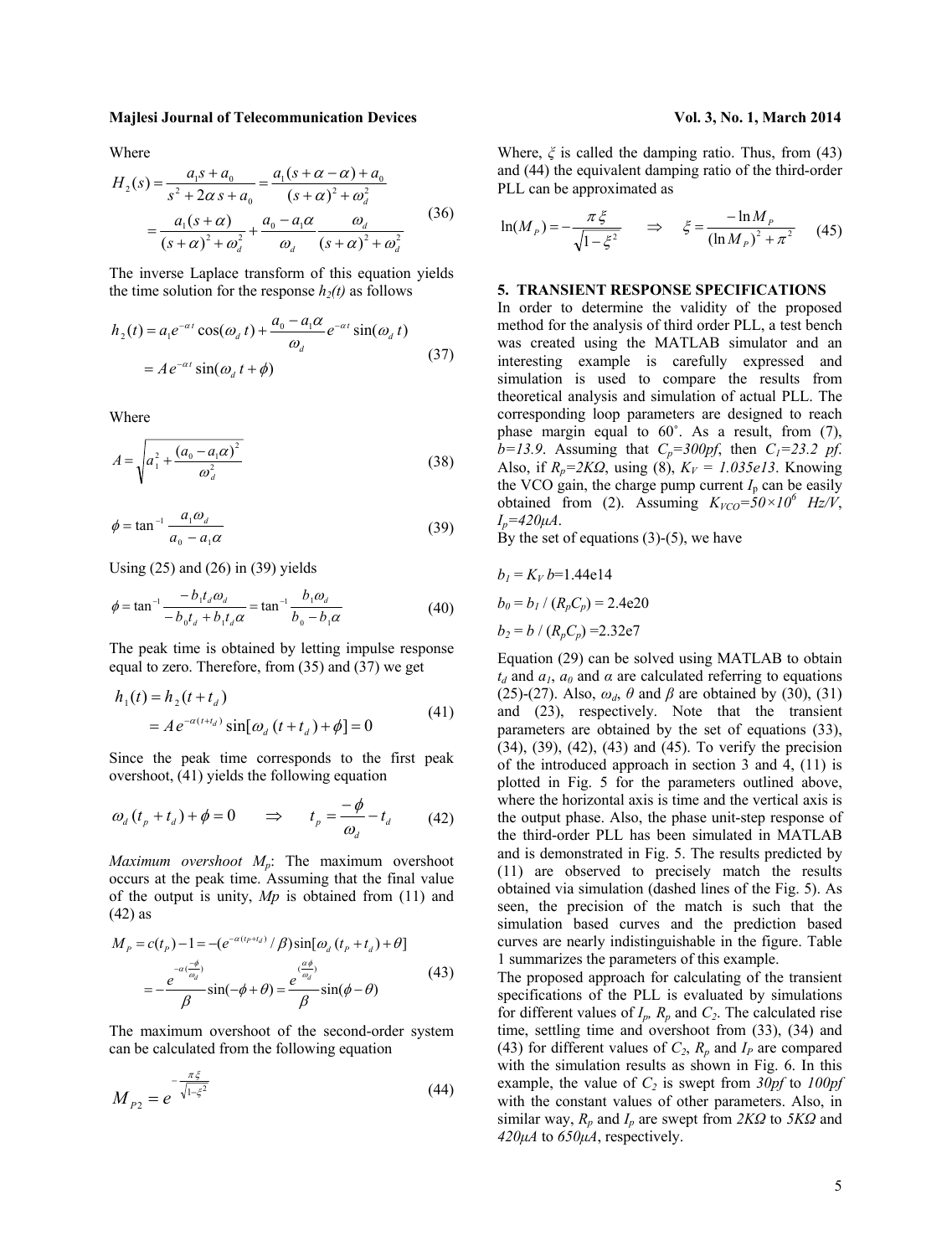Where

$$
\begin{aligned}
H_2(s) &= \frac{a_1 s + a_0}{s^2 + 2\alpha s + a_0} = \frac{a_1(s+\alpha-\alpha) + a_0}{(s+\alpha)^2 + \omega_d^2} \\
&= \frac{a_1(s+\alpha)}{(s+\alpha)^2 + \omega_d^2} + \frac{a_0 - a_1\alpha}{\omega_d} \frac{\omega_d}{(s+\alpha)^2 + \omega_d^2}
\end{aligned} \tag{36}
$$

The inverse Laplace transform of this equation yields the time solution for the response $h_2(t)$ as follows

$$
\begin{aligned}
h_2(t) &= a_1 e^{-\alpha t}\cos(\omega_d t) + \frac{a_0 - a_1\alpha}{\omega_d} e^{-\alpha t}\sin(\omega_d t) \\
&= A e^{-\alpha t}\sin(\omega_d t + \phi)
\end{aligned} \tag{37}
$$

Where

$$
A = \sqrt{a_1^2 + \frac{(a_0 - a_1\alpha)^2}{\omega_d^2}} \tag{38}
$$

$$
\phi = \tan^{-1}\frac{a_1\omega_d}{a_0 - a_1\alpha} \tag{39}
$$

Using (25) and (26) in (39) yields

$$
\phi = \tan^{-1}\frac{-b_1 t_d \omega_d}{-b_0 t_d + b_1 t_d \alpha} = \tan^{-1}\frac{b_1\omega_d}{b_0 - b_1\alpha} \tag{40}
$$

The peak time is obtained by letting impulse response equal to zero. Therefore, from (35) and (37) we get

$$
\begin{aligned}
h_1(t) &= h_2(t + t_d) \\
&= A e^{-\alpha(t+t_d)}\sin[\omega_d(t+t_d) + \phi] = 0
\end{aligned} \tag{41}
$$

Since the peak time corresponds to the first peak overshoot, (41) yields the following equation

$$
\omega_d(t_p + t_d) + \phi = 0 \quad \Rightarrow \quad t_p = \frac{-\phi}{\omega_d} - t_d \tag{42}
$$

*Maximum overshoot $M_p$*: The maximum overshoot occurs at the peak time. Assuming that the final value of the output is unity, *Mp* is obtained from (11) and (42) as

$$
\begin{aligned}
M_P &= c(t_P) - 1 = -(e^{-\alpha(t_P+t_d)}/\beta)\sin[\omega_d(t_P+t_d) + \theta] \\
&= -\frac{e^{-\alpha(\frac{-\phi}{\omega_d})}}{\beta}\sin(-\phi+\theta) = \frac{e^{(\frac{\alpha\phi}{\omega_d})}}{\beta}\sin(\phi-\theta)
\end{aligned} \tag{43}
$$

The maximum overshoot of the second-order system can be calculated from the following equation

$$
M_{P2} = e^{-\frac{\pi\xi}{\sqrt{1-\xi^2}}} \tag{44}
$$

Where, $\xi$ is called the damping ratio. Thus, from (43) and (44) the equivalent damping ratio of the third-order PLL can be approximated as

$$
\ln(M_P) = -\frac{\pi\xi}{\sqrt{1-\xi^2}} \quad \Rightarrow \quad \xi = \frac{-\ln M_P}{(\ln M_P)^2 + \pi^2} \tag{45}
$$

## 5. TRANSIENT RESPONSE SPECIFICATIONS

In order to determine the validity of the proposed method for the analysis of third order PLL, a test bench was created using the MATLAB simulator and an interesting example is carefully expressed and simulation is used to compare the results from theoretical analysis and simulation of actual PLL. The corresponding loop parameters are designed to reach phase margin equal to 60˚. As a result, from (7), *b=13.9*. Assuming that $C_p$*=300pf*, then $C_1$*=23.2 pf*. Also, if $R_p$*=2KΩ*, using (8), $K_V$ *= 1.035e13*. Knowing the VCO gain, the charge pump current $I_p$ can be easily obtained from (2). Assuming $K_{VCO}=50\times10^6$ *Hz/V*, $I_p$*=420μA*.

By the set of equations (3)-(5), we have

$b_1 = K_V\, b$=1.44e14

$b_0 = b_1 / (R_pC_p)$ = 2.4e20

$b_2 = b / (R_pC_p)$ =2.32e7

Equation (29) can be solved using MATLAB to obtain $t_d$ and $a_1$, $a_0$ and $\alpha$ are calculated referring to equations (25)-(27). Also, $\omega_d$, $\theta$ and $\beta$ are obtained by (30), (31) and (23), respectively. Note that the transient parameters are obtained by the set of equations (33), (34), (39), (42), (43) and (45). To verify the precision of the introduced approach in section 3 and 4, (11) is plotted in Fig. 5 for the parameters outlined above, where the horizontal axis is time and the vertical axis is the output phase. Also, the phase unit-step response of the third-order PLL has been simulated in MATLAB and is demonstrated in Fig. 5. The results predicted by (11) are observed to precisely match the results obtained via simulation (dashed lines of the Fig. 5). As seen, the precision of the match is such that the simulation based curves and the prediction based curves are nearly indistinguishable in the figure. Table 1 summarizes the parameters of this example.

The proposed approach for calculating of the transient specifications of the PLL is evaluated by simulations for different values of $I_p$, $R_p$ and $C_2$. The calculated rise time, settling time and overshoot from (33), (34) and (43) for different values of $C_2$, $R_p$ and $I_P$ are compared with the simulation results as shown in Fig. 6. In this example, the value of $C_2$ is swept from *30pf* to *100pf* with the constant values of other parameters. Also, in similar way, $R_p$ and $I_p$ are swept from *2KΩ* to *5KΩ* and *420μA* to *650μA*, respectively.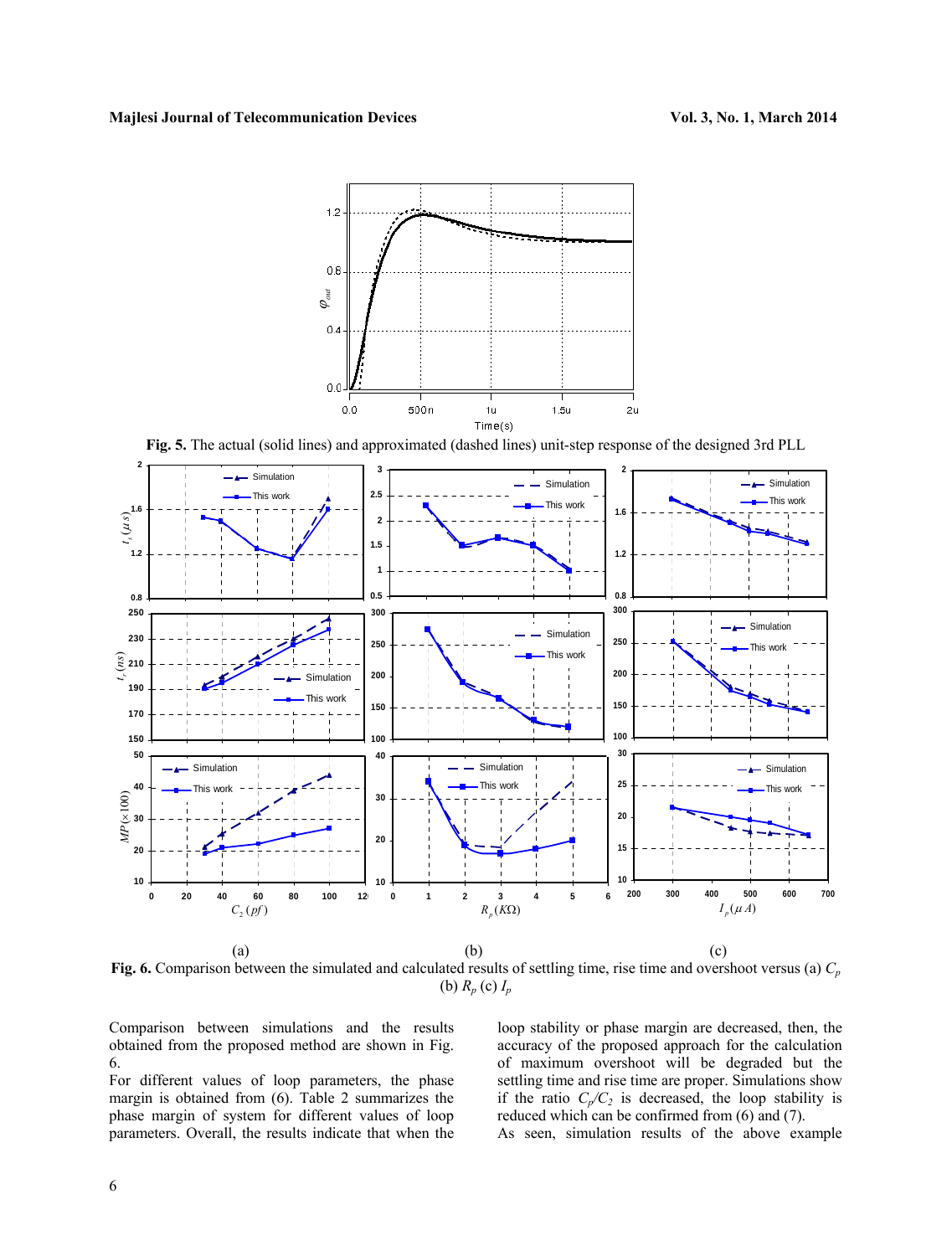**Fig. 5.** The actual (solid lines) and approximated (dashed lines) unit-step response of the designed 3rd PLL

(a) (b) (c)

**Fig. 6.** Comparison between the simulated and calculated results of settling time, rise time and overshoot versus (a) $C_p$ (b) $R_p$ (c) $I_p$

Comparison between simulations and the results obtained from the proposed method are shown in Fig. 6.

For different values of loop parameters, the phase margin is obtained from (6). Table 2 summarizes the phase margin of system for different values of loop parameters. Overall, the results indicate that when the loop stability or phase margin are decreased, then, the accuracy of the proposed approach for the calculation of maximum overshoot will be degraded but the settling time and rise time are proper. Simulations show if the ratio $C_p/C_2$ is decreased, the loop stability is reduced which can be confirmed from (6) and (7).

As seen, simulation results of the above example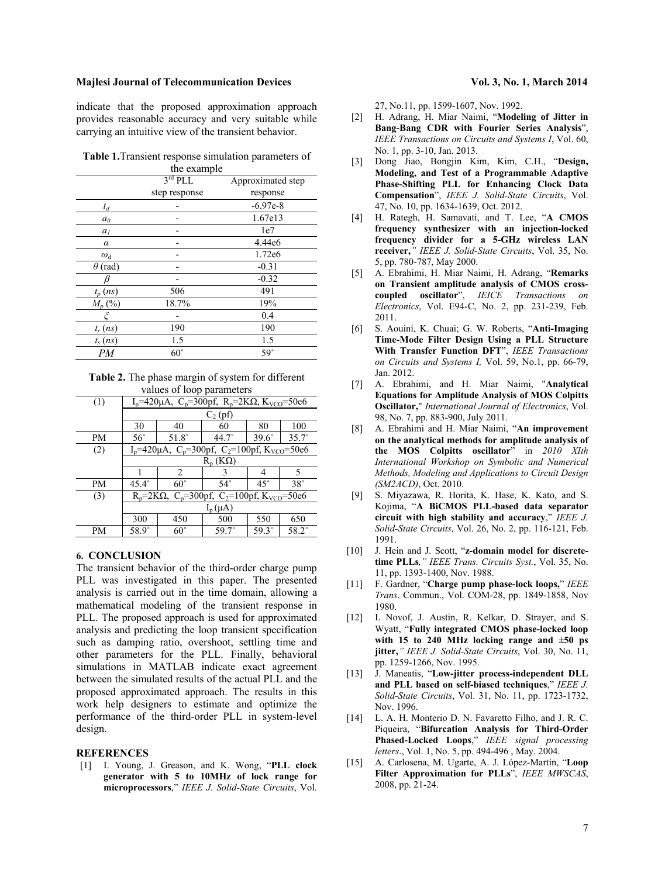indicate that the proposed approximation approach provides reasonable accuracy and very suitable while carrying an intuitive view of the transient behavior.

**Table 1.** Transient response simulation parameters of the example

| | $3^{rd}$ PLL step response | Approximated step response |
|---|---|---|
| $t_d$ | - | -6.97e-8 |
| $a_0$ | - | 1.67e13 |
| $a_1$ | - | 1e7 |
| $\alpha$ | - | 4.44e6 |
| $\omega_d$ | - | 1.72e6 |
| $\theta$ (rad) | - | -0.31 |
| $\beta$ | - | -0.32 |
| $t_p$ ($ns$) | 506 | 491 |
| $M_p$ (%) | 18.7% | 19% |
| $\xi$ | - | 0.4 |
| $t_r$ ($ns$) | 190 | 190 |
| $t_s$ ($ns$) | 1.5 | 1.5 |
| $PM$ | 60° | 59° |

**Table 2.** The phase margin of system for different values of loop parameters

| (1) | $I_p$=420μA, $C_p$=300pf, $R_p$=2KΩ, $K_{VCO}$=50e6 | | | | |
|---|---|---|---|---|---|
| | $C_2$ (pf) | | | | |
| | 30 | 40 | 60 | 80 | 100 |
| PM | 56° | 51.8° | 44.7° | 39.6° | 35.7° |
| (2) | $I_p$=420μA, $C_p$=300pf, $C_2$=100pf, $K_{VCO}$=50e6 | | | | |
| | $R_p$ (KΩ) | | | | |
| | 1 | 2 | 3 | 4 | 5 |
| PM | 45.4° | 60° | 54° | 45° | 38° |
| (3) | $R_p$=2KΩ, $C_p$=300pf, $C_2$=100pf, $K_{VCO}$=50e6 | | | | |
| | $I_p$ (μA) | | | | |
| | 300 | 450 | 500 | 550 | 650 |
| PM | 58.9° | 60° | 59.7° | 59.3° | 58.2° |

## 6. CONCLUSION

The transient behavior of the third-order charge pump PLL was investigated in this paper. The presented analysis is carried out in the time domain, allowing a mathematical modeling of the transient response in PLL. The proposed approach is used for approximated analysis and predicting the loop transient specification such as damping ratio, overshoot, settling time and other parameters for the PLL. Finally, behavioral simulations in MATLAB indicate exact agreement between the simulated results of the actual PLL and the proposed approximated approach. The results in this work help designers to estimate and optimize the performance of the third-order PLL in system-level design.

## REFERENCES

[1] I. Young, J. Greason, and K. Wong, "**PLL clock generator with 5 to 10MHz of lock range for microprocessors**," *IEEE J. Solid-State Circuits*, Vol. 27, No.11, pp. 1599-1607, Nov. 1992.

[2] H. Adrang, H. Miar Naimi, "**Modeling of Jitter in Bang-Bang CDR with Fourier Series Analysis**", *IEEE Transactions on Circuits and Systems I*, Vol. 60, No. 1, pp. 3-10, Jan. 2013.

[3] Dong Jiao, Bongjin Kim, Kim, C.H., "**Design, Modeling, and Test of a Programmable Adaptive Phase-Shifting PLL for Enhancing Clock Data Compensation**", *IEEE J. Solid-State Circuits*, Vol. 47, No. 10, pp. 1634-1639, Oct. 2012.

[4] H. Rategh, H. Samavati, and T. Lee, "**A CMOS frequency synthesizer with an injection-locked frequency divider for a 5-GHz wireless LAN receiver,**" *IEEE J. Solid-State Circuits*, Vol. 35, No. 5, pp. 780-787, May 2000.

[5] A. Ebrahimi, H. Miar Naimi, H. Adrang, "**Remarks on Transient amplitude analysis of CMOS cross-coupled oscillator**", *IEICE Transactions on Electronics*, Vol. E94-C, No. 2, pp. 231-239, Feb. 2011.

[6] S. Aouini, K. Chuai; G. W. Roberts, "**Anti-Imaging Time-Mode Filter Design Using a PLL Structure With Transfer Function DFT**", *IEEE Transactions on Circuits and Systems I,* Vol. 59, No.1, pp. 66-79, Jan. 2012.

[7] A. Ebrahimi, and H. Miar Naimi, "**Analytical Equations for Amplitude Analysis of MOS Colpitts Oscillator,**" *International Journal of Electronics*, Vol. 98, No. 7, pp. 883-900, July 2011.

[8] A. Ebrahimi and H. Miar Naimi, "**An improvement on the analytical methods for amplitude analysis of the MOS Colpitts oscillator**" in *2010 XIth International Workshop on Symbolic and Numerical Methods, Modeling and Applications to Circuit Design (SM2ACD)*, Oct. 2010.

[9] S. Miyazawa, R. Horita, K. Hase, K. Kato, and S. Kojima, "**A BiCMOS PLL-based data separator circuit with high stability and accuracy**," *IEEE J. Solid-State Circuits*, Vol. 26, No. 2, pp. 116-121, Feb. 1991.

[10] J. Hein and J. Scott, "**z-domain model for discrete-time PLLs**,*" IEEE Trans. Circuits Syst.*, Vol. 35, No. 11, pp. 1393-1400, Nov. 1988.

[11] F. Gardner, "**Charge pump phase-lock loops,**" *IEEE Trans*. Commun., Vol. COM-28, pp. 1849-1858, Nov 1980.

[12] I. Novof, J. Austin, R. Kelkar, D. Strayer, and S. Wyatt, "**Fully integrated CMOS phase-locked loop with 15 to 240 MHz locking range and ±50 ps jitter,**" *IEEE J. Solid-State Circuits*, Vol. 30, No. 11, pp. 1259-1266, Nov. 1995.

[13] J. Maneatis, "**Low-jitter process-independent DLL and PLL based on self-biased techniques**," *IEEE J. Solid-State Circuits*, Vol. 31, No. 11, pp. 1723-1732, Nov. 1996.

[14] L. A. H. Monterio D. N. Favaretto Filho, and J. R. C. Piqueira, "**Bifurcation Analysis for Third-Order Phased-Locked Loops**," *IEEE signal processing letters*., Vol. 1, No. 5, pp. 494-496 , May. 2004.

[15] A. Carlosena, M. Ugarte, A. J. López-Martín, "**Loop Filter Approximation for PLLs**", *IEEE MWSCAS*, 2008, pp. 21-24.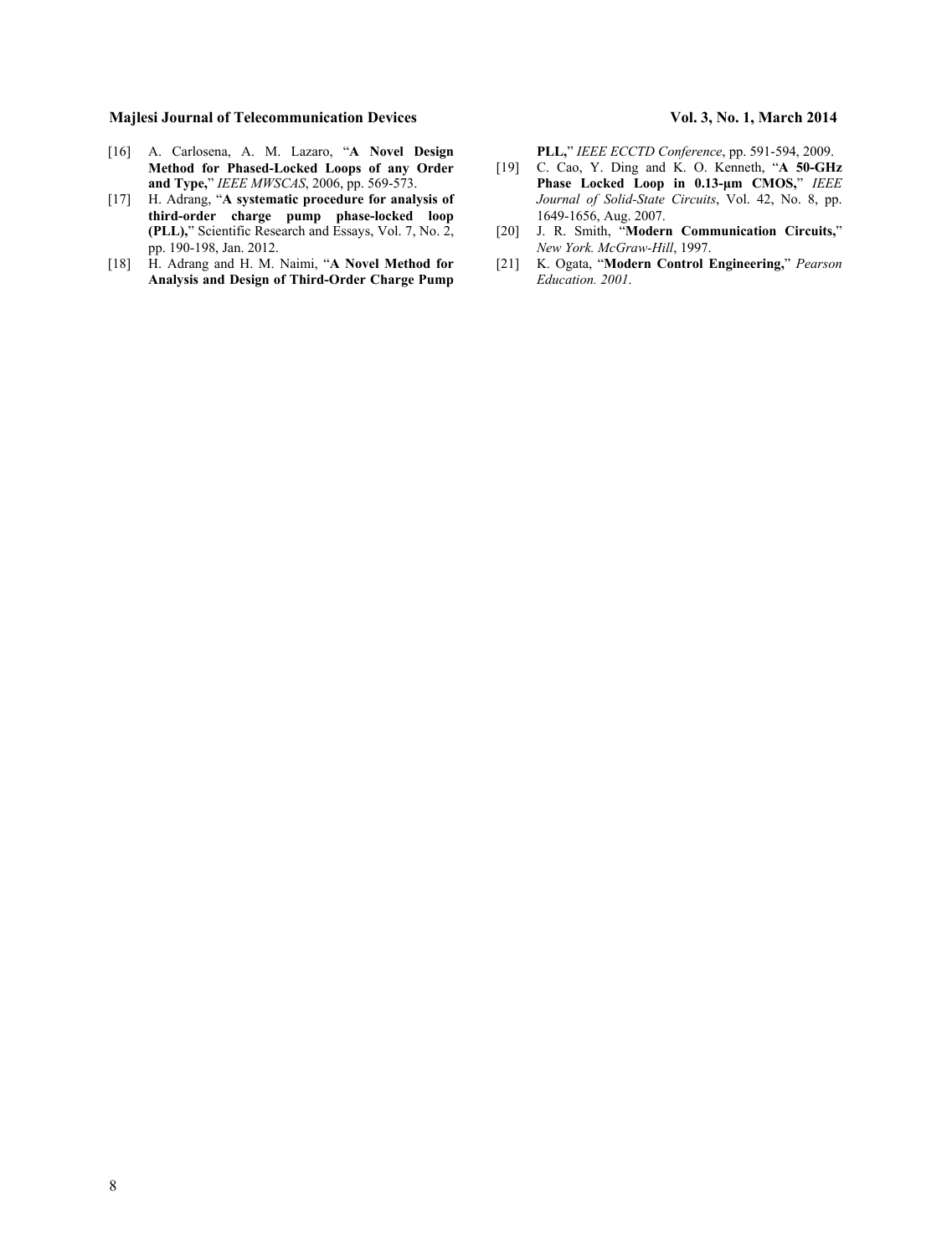[16] A. Carlosena, A. M. Lazaro, "**A Novel Design Method for Phased-Locked Loops of any Order and Type,**" *IEEE MWSCAS*, 2006, pp. 569-573.

[17] H. Adrang, "**A systematic procedure for analysis of third-order charge pump phase-locked loop (PLL),**" Scientific Research and Essays, Vol. 7, No. 2, pp. 190-198, Jan. 2012.

[18] H. Adrang and H. M. Naimi, "**A Novel Method for Analysis and Design of Third-Order Charge Pump PLL,**" *IEEE ECCTD Conference*, pp. 591-594, 2009.

[19] C. Cao, Y. Ding and K. O. Kenneth, "**A 50-GHz Phase Locked Loop in 0.13-μm CMOS,**" *IEEE Journal of Solid-State Circuits*, Vol. 42, No. 8, pp. 1649-1656, Aug. 2007.

[20] J. R. Smith, "**Modern Communication Circuits,**" *New York. McGraw-Hill*, 1997.

[21] K. Ogata, "**Modern Control Engineering,**" *Pearson Education. 2001*.